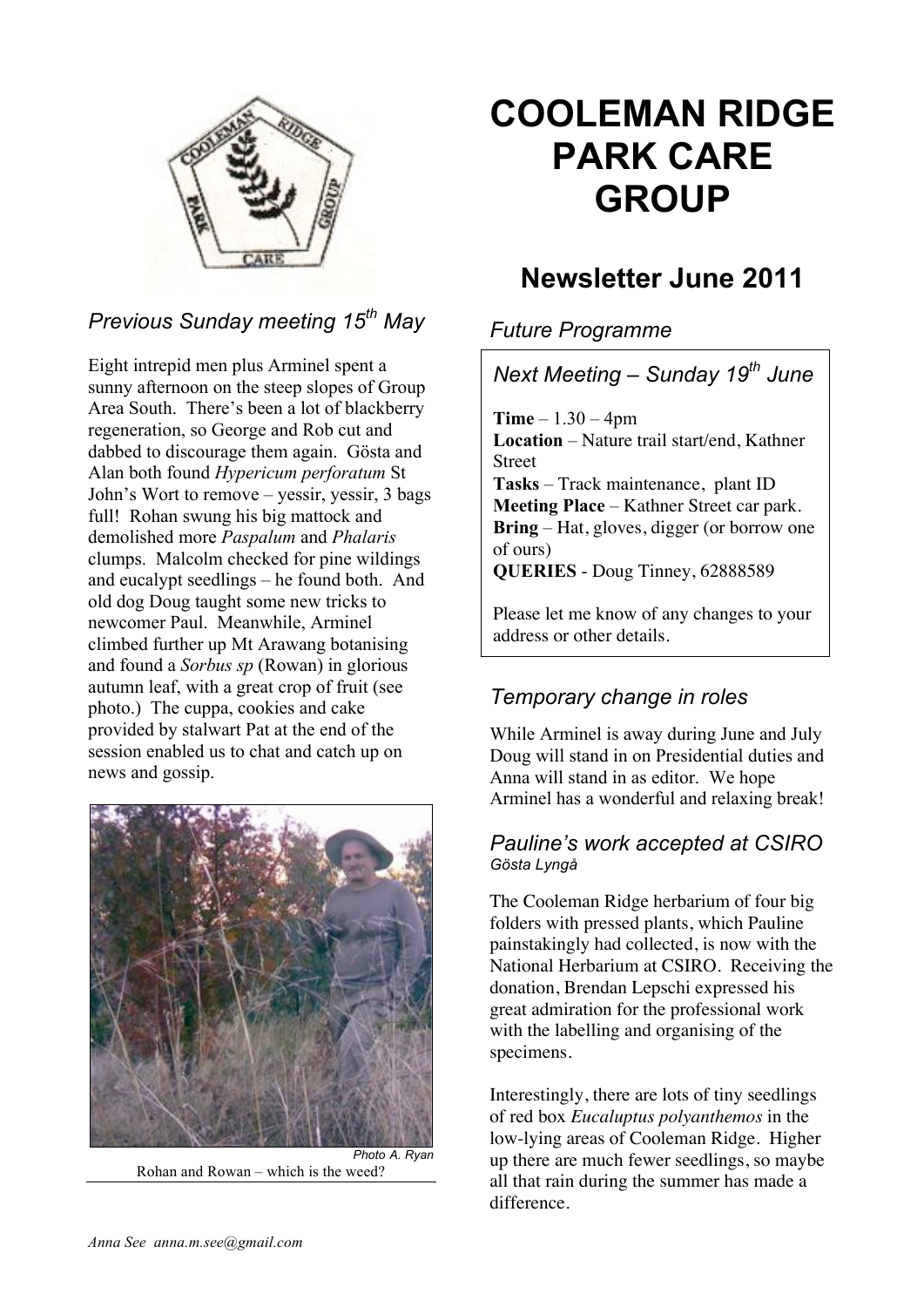# COOLEMAN RIDGE PARK CARE GROUP

## Newsletter June 2011

### *Previous Sunday meeting 15th May*

Eight intrepid men plus Arminel spent a sunny afternoon on the steep slopes of Group Area South. There's been a lot of blackberry regeneration, so George and Rob cut and dabbed to discourage them again. Gösta and Alan both found *Hypericum perforatum* St John's Wort to remove – yessir, yessir, 3 bags full! Rohan swung his big mattock and demolished more *Paspalum* and *Phalaris* clumps. Malcolm checked for pine wildings and eucalypt seedlings – he found both. And old dog Doug taught some new tricks to newcomer Paul. Meanwhile, Arminel climbed further up Mt Arawang botanising and found a *Sorbus sp* (Rowan) in glorious autumn leaf, with a great crop of fruit (see photo.) The cuppa, cookies and cake provided by stalwart Pat at the end of the session enabled us to chat and catch up on news and gossip.

*Photo A. Ryan*

Rohan and Rowan – which is the weed?

### *Future Programme*

#### *Next Meeting – Sunday 19th June*

**Time** – 1.30 – 4pm
**Location** – Nature trail start/end, Kathner Street
**Tasks** – Track maintenance, plant ID
**Meeting Place** – Kathner Street car park.
**Bring** – Hat, gloves, digger (or borrow one of ours)
**QUERIES** - Doug Tinney, 62888589

Please let me know of any changes to your address or other details.

### *Temporary change in roles*

While Arminel is away during June and July Doug will stand in on Presidential duties and Anna will stand in as editor. We hope Arminel has a wonderful and relaxing break!

### *Pauline's work accepted at CSIRO*

*Gösta Lyngå*

The Cooleman Ridge herbarium of four big folders with pressed plants, which Pauline painstakingly had collected, is now with the National Herbarium at CSIRO. Receiving the donation, Brendan Lepschi expressed his great admiration for the professional work with the labelling and organising of the specimens.

Interestingly, there are lots of tiny seedlings of red box *Eucaluptus polyanthemos* in the low-lying areas of Cooleman Ridge. Higher up there are much fewer seedlings, so maybe all that rain during the summer has made a difference.

*Anna See anna.m.see@gmail.com*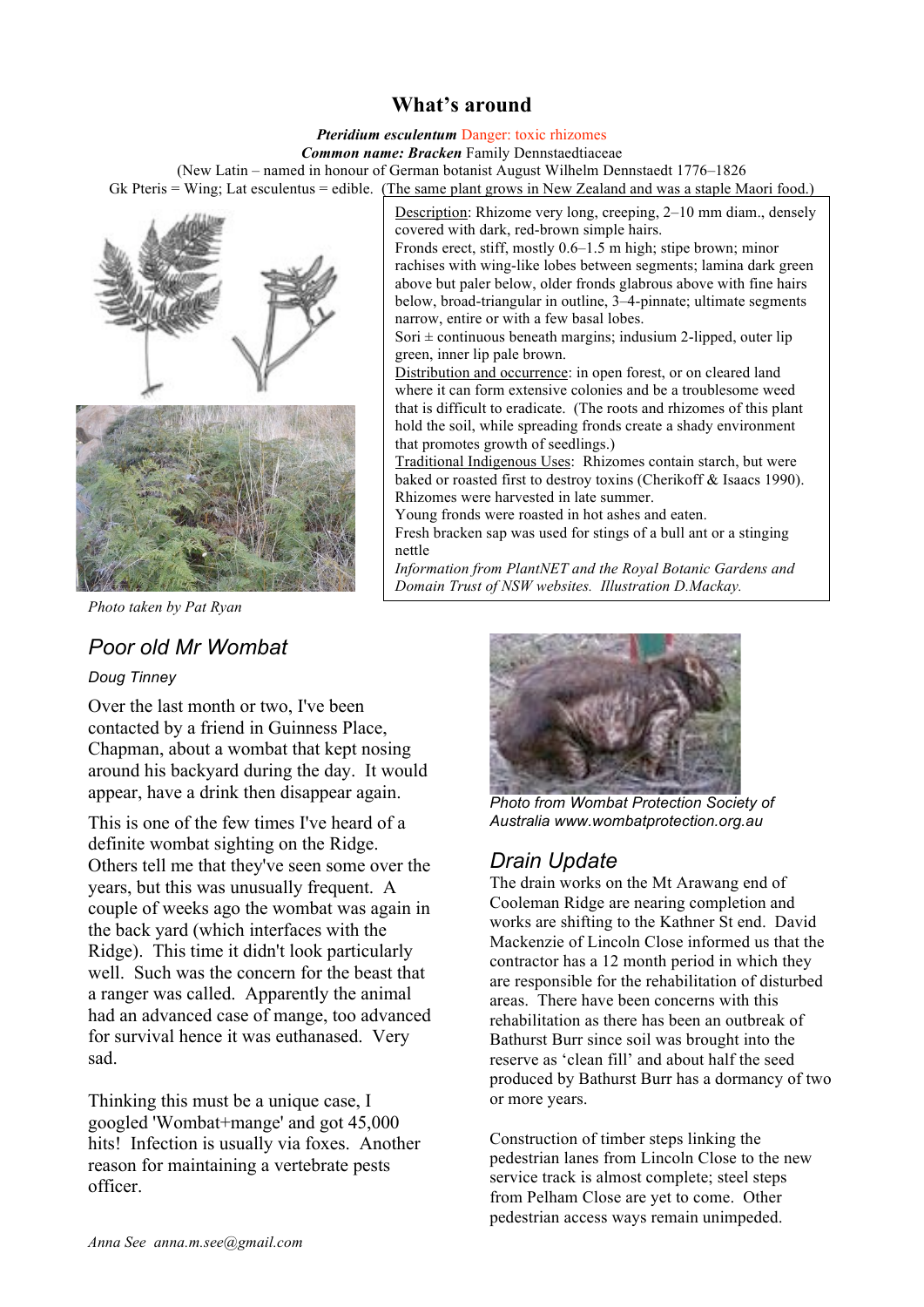# What's around

***Pteridium esculentum*** Danger: toxic rhizomes

***Common name: Bracken*** Family Dennstaedtiaceae

(New Latin – named in honour of German botanist August Wilhelm Dennstaedt 1776–1826

Gk Pteris = Wing; Lat esculentus = edible. (The same plant grows in New Zealand and was a staple Maori food.)

Description: Rhizome very long, creeping, 2–10 mm diam., densely covered with dark, red-brown simple hairs.

Fronds erect, stiff, mostly 0.6–1.5 m high; stipe brown; minor rachises with wing-like lobes between segments; lamina dark green above but paler below, older fronds glabrous above with fine hairs below, broad-triangular in outline, 3–4-pinnate; ultimate segments narrow, entire or with a few basal lobes.

Sori ± continuous beneath margins; indusium 2-lipped, outer lip green, inner lip pale brown.

Distribution and occurrence: in open forest, or on cleared land where it can form extensive colonies and be a troublesome weed that is difficult to eradicate. (The roots and rhizomes of this plant hold the soil, while spreading fronds create a shady environment that promotes growth of seedlings.)

Traditional Indigenous Uses: Rhizomes contain starch, but were baked or roasted first to destroy toxins (Cherikoff & Isaacs 1990). Rhizomes were harvested in late summer.

Young fronds were roasted in hot ashes and eaten.

Fresh bracken sap was used for stings of a bull ant or a stinging nettle

*Information from PlantNET and the Royal Botanic Gardens and Domain Trust of NSW websites. Illustration D.Mackay.*

*Photo taken by Pat Ryan*

## *Poor old Mr Wombat*

*Doug Tinney*

Over the last month or two, I've been contacted by a friend in Guinness Place, Chapman, about a wombat that kept nosing around his backyard during the day. It would appear, have a drink then disappear again.

This is one of the few times I've heard of a definite wombat sighting on the Ridge. Others tell me that they've seen some over the years, but this was unusually frequent. A couple of weeks ago the wombat was again in the back yard (which interfaces with the Ridge). This time it didn't look particularly well. Such was the concern for the beast that a ranger was called. Apparently the animal had an advanced case of mange, too advanced for survival hence it was euthanased. Very sad.

Thinking this must be a unique case, I googled 'Wombat+mange' and got 45,000 hits! Infection is usually via foxes. Another reason for maintaining a vertebrate pests officer.

*Photo from Wombat Protection Society of Australia www.wombatprotection.org.au*

## *Drain Update*

The drain works on the Mt Arawang end of Cooleman Ridge are nearing completion and works are shifting to the Kathner St end. David Mackenzie of Lincoln Close informed us that the contractor has a 12 month period in which they are responsible for the rehabilitation of disturbed areas. There have been concerns with this rehabilitation as there has been an outbreak of Bathurst Burr since soil was brought into the reserve as 'clean fill' and about half the seed produced by Bathurst Burr has a dormancy of two or more years.

Construction of timber steps linking the pedestrian lanes from Lincoln Close to the new service track is almost complete; steel steps from Pelham Close are yet to come. Other pedestrian access ways remain unimpeded.

*Anna See anna.m.see@gmail.com*